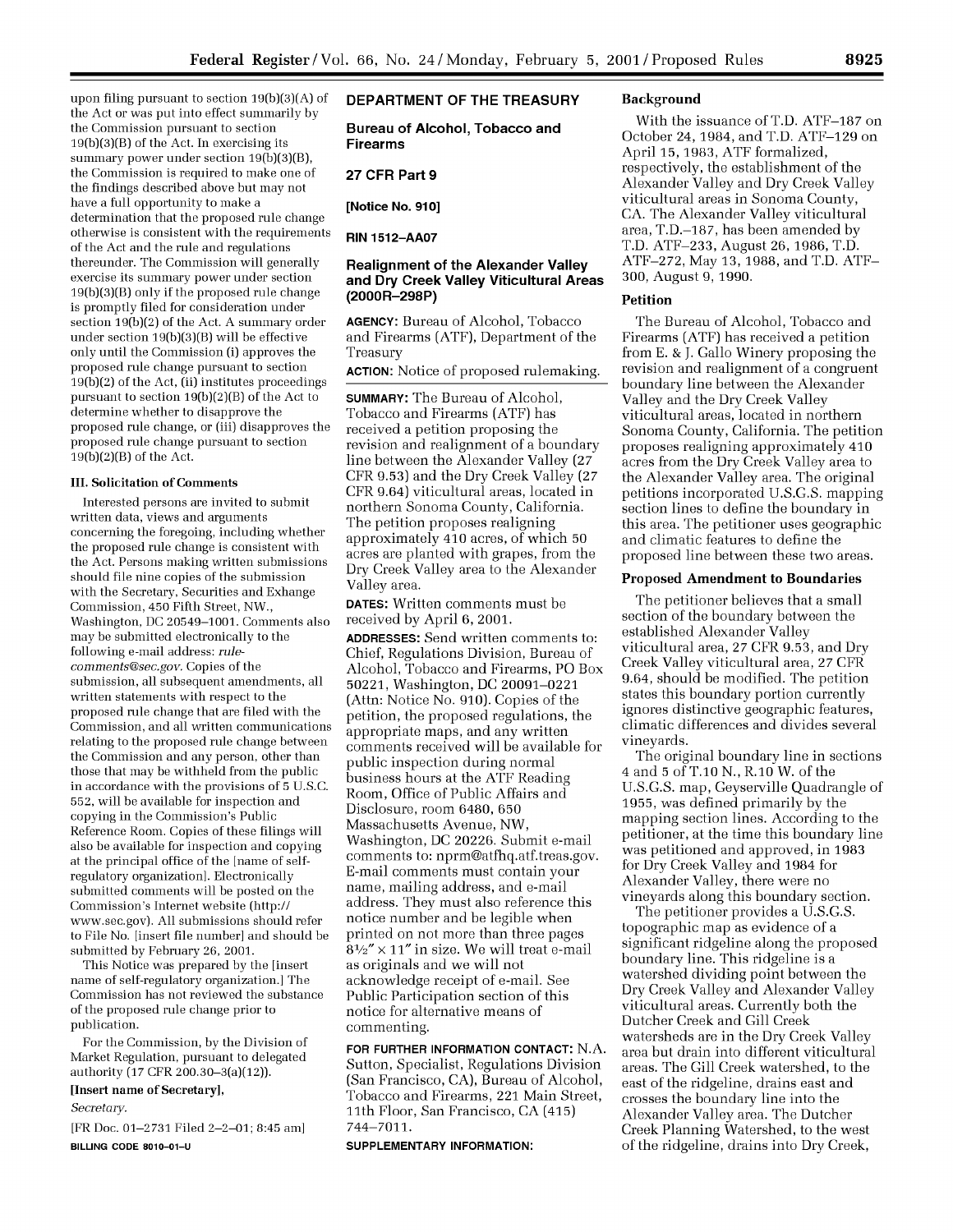upon filing pursuant to section 19(b)(3)(A) of the Act or was put into effect summarily by the Commission pursuant to section 19(b)(3)(B) of the Act. In exercising its summary power under section 19(b)(3)(B), the Commission is required to make one of the findings described above but may not have a full opportunity to make a determination that the proposed rule change otherwise is consistent with the requirements of the Act and the rule and regulations thereunder. The Commission will generally exercise its summary power under section 19(b)(3)(B) only if the proposed rule change is promptly filed for consideration under section 19(b)(2) of the Act. A summary order under section 19(b)(3)(B) will be effective only until the Commission (i) approves the proposed rule change pursuant to section 19(b)(2) of the Act, (ii) institutes proceedings pursuant to section 19(b)(2)(B) of the Act to determine whether to disapprove the proposed rule change, or (iii) disapproves the proposed rule change pursuant to section 19(b)(2)(B) of the Act.

### III. Solicitation of Comments

Interested persons are invited to submit written data, views and arguments concerning the foregoing, including whether the proposed rule change is consistent with the Act. Persons making written submissions should file nine copies of the submission with the Secretary, Securities and Exhange Commission, 450 Fifth Street, NW., Washington, DC 20549–1001. Comments also may be submitted electronically to the following e-mail address: *rule-comments@sec.gov*. Copies of the submission, all subsequent amendments, all written statements with respect to the proposed rule change that are filed with the Commission, and all written communications relating to the proposed rule change between the Commission and any person, other than those that may be withheld from the public in accordance with the provisions of 5 U.S.C. 552, will be available for inspection and copying in the Commission's Public Reference Room. Copies of these filings will also be available for inspection and copying at the principal office of the [name of self-regulatory organization]. Electronically submitted comments will be posted on the Commission's Internet website (http://www.sec.gov). All submissions should refer to File No. [insert file number] and should be submitted by February 26, 2001.

This Notice was prepared by the [insert name of self-regulatory organization.] The Commission has not reviewed the substance of the proposed rule change prior to publication.

For the Commission, by the Division of Market Regulation, pursuant to delegated authority (17 CFR 200.30–3(a)(12)).

**[Insert name of Secretary],**

*Secretary.*

[FR Doc. 01–2731 Filed 2–2–01; 8:45 am]

**BILLING CODE 8010–01–U**

## DEPARTMENT OF THE TREASURY

## Bureau of Alcohol, Tobacco and Firearms

## 27 CFR Part 9

**[Notice No. 910]**

**RIN 1512–AA07**

## Realignment of the Alexander Valley and Dry Creek Valley Viticultural Areas (2000R–298P)

**AGENCY:** Bureau of Alcohol, Tobacco and Firearms (ATF), Department of the Treasury

**ACTION:** Notice of proposed rulemaking.

**SUMMARY:** The Bureau of Alcohol, Tobacco and Firearms (ATF) has received a petition proposing the revision and realignment of a boundary line between the Alexander Valley (27 CFR 9.53) and the Dry Creek Valley (27 CFR 9.64) viticultural areas, located in northern Sonoma County, California. The petition proposes realigning approximately 410 acres, of which 50 acres are planted with grapes, from the Dry Creek Valley area to the Alexander Valley area.

**DATES:** Written comments must be received by April 6, 2001.

**ADDRESSES:** Send written comments to: Chief, Regulations Division, Bureau of Alcohol, Tobacco and Firearms, PO Box 50221, Washington, DC 20091–0221 (Attn: Notice No. 910). Copies of the petition, the proposed regulations, the appropriate maps, and any written comments received will be available for public inspection during normal business hours at the ATF Reading Room, Office of Public Affairs and Disclosure, room 6480, 650 Massachusetts Avenue, NW, Washington, DC 20226. Submit e-mail comments to: nprm@atfhq.atf.treas.gov. E-mail comments must contain your name, mailing address, and e-mail address. They must also reference this notice number and be legible when printed on not more than three pages 8½" × 11" in size. We will treat e-mail as originals and we will not acknowledge receipt of e-mail. See Public Participation section of this notice for alternative means of commenting.

**FOR FURTHER INFORMATION CONTACT:** N.A. Sutton, Specialist, Regulations Division (San Francisco, CA), Bureau of Alcohol, Tobacco and Firearms, 221 Main Street, 11th Floor, San Francisco, CA (415) 744–7011.

**SUPPLEMENTARY INFORMATION:**

### Background

With the issuance of T.D. ATF–187 on October 24, 1984, and T.D. ATF–129 on April 15, 1983, ATF formalized, respectively, the establishment of the Alexander Valley and Dry Creek Valley viticultural areas in Sonoma County, CA. The Alexander Valley viticultural area, T.D.–187, has been amended by T.D. ATF–233, August 26, 1986, T.D. ATF–272, May 13, 1988, and T.D. ATF–300, August 9, 1990.

### Petition

The Bureau of Alcohol, Tobacco and Firearms (ATF) has received a petition from E. & J. Gallo Winery proposing the revision and realignment of a congruent boundary line between the Alexander Valley and the Dry Creek Valley viticultural areas, located in northern Sonoma County, California. The petition proposes realigning approximately 410 acres from the Dry Creek Valley area to the Alexander Valley area. The original petitions incorporated U.S.G.S. mapping section lines to define the boundary in this area. The petitioner uses geographic and climatic features to define the proposed line between these two areas.

### Proposed Amendment to Boundaries

The petitioner believes that a small section of the boundary between the established Alexander Valley viticultural area, 27 CFR 9.53, and Dry Creek Valley viticultural area, 27 CFR 9.64, should be modified. The petition states this boundary portion currently ignores distinctive geographic features, climatic differences and divides several vineyards.

The original boundary line in sections 4 and 5 of T.10 N., R.10 W. of the U.S.G.S. map, Geyserville Quadrangle of 1955, was defined primarily by the mapping section lines. According to the petitioner, at the time this boundary line was petitioned and approved, in 1983 for Dry Creek Valley and 1984 for Alexander Valley, there were no vineyards along this boundary section.

The petitioner provides a U.S.G.S. topographic map as evidence of a significant ridgeline along the proposed boundary line. This ridgeline is a watershed dividing point between the Dry Creek Valley and Alexander Valley viticultural areas. Currently both the Dutcher Creek and Gill Creek watersheds are in the Dry Creek Valley area but drain into different viticultural areas. The Gill Creek watershed, to the east of the ridgeline, drains east and crosses the boundary line into the Alexander Valley area. The Dutcher Creek Planning Watershed, to the west of the ridgeline, drains into Dry Creek,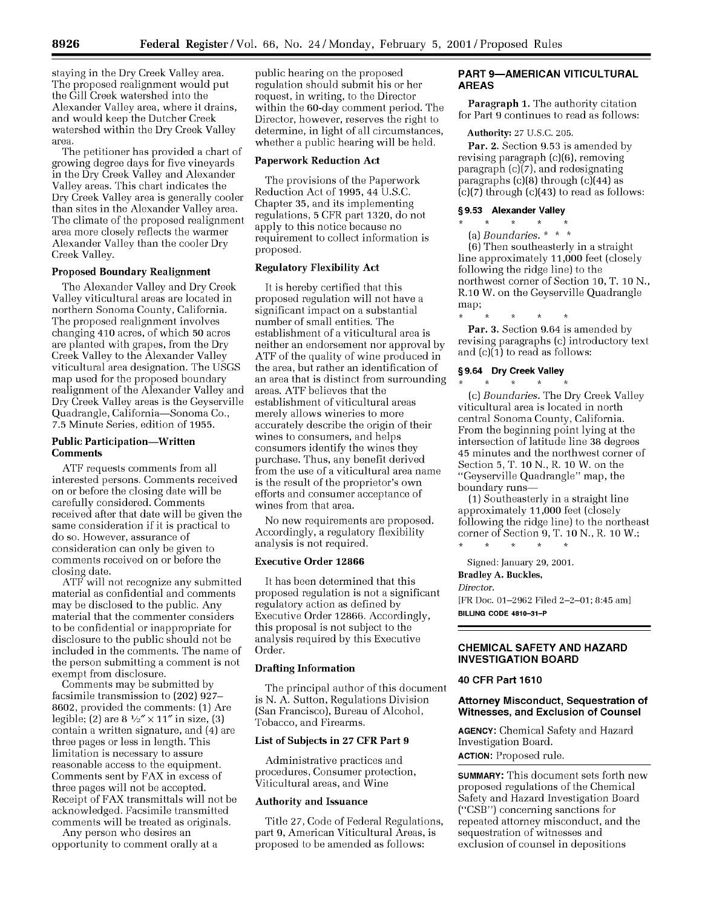staying in the Dry Creek Valley area. The proposed realignment would put the Gill Creek watershed into the Alexander Valley area, where it drains, and would keep the Dutcher Creek watershed within the Dry Creek Valley area.

The petitioner has provided a chart of growing degree days for five vineyards in the Dry Creek Valley and Alexander Valley areas. This chart indicates the Dry Creek Valley area is generally cooler than sites in the Alexander Valley area. The climate of the proposed realignment area more closely reflects the warmer Alexander Valley than the cooler Dry Creek Valley.

**Proposed Boundary Realignment**

The Alexander Valley and Dry Creek Valley viticultural areas are located in northern Sonoma County, California. The proposed realignment involves changing 410 acres, of which 50 acres are planted with grapes, from the Dry Creek Valley to the Alexander Valley viticultural area designation. The USGS map used for the proposed boundary realignment of the Alexander Valley and Dry Creek Valley areas is the Geyserville Quadrangle, California—Sonoma Co., 7.5 Minute Series, edition of 1955.

**Public Participation—Written Comments**

ATF requests comments from all interested persons. Comments received on or before the closing date will be carefully considered. Comments received after that date will be given the same consideration if it is practical to do so. However, assurance of consideration can only be given to comments received on or before the closing date.

ATF will not recognize any submitted material as confidential and comments may be disclosed to the public. Any material that the commenter considers to be confidential or inappropriate for disclosure to the public should not be included in the comments. The name of the person submitting a comment is not exempt from disclosure.

Comments may be submitted by facsimile transmission to (202) 927–8602, provided the comments: (1) Are legible; (2) are 8 ½″ × 11″ in size, (3) contain a written signature, and (4) are three pages or less in length. This limitation is necessary to assure reasonable access to the equipment. Comments sent by FAX in excess of three pages will not be accepted. Receipt of FAX transmittals will not be acknowledged. Facsimile transmitted comments will be treated as originals.

Any person who desires an opportunity to comment orally at a public hearing on the proposed regulation should submit his or her request, in writing, to the Director within the 60-day comment period. The Director, however, reserves the right to determine, in light of all circumstances, whether a public hearing will be held.

**Paperwork Reduction Act**

The provisions of the Paperwork Reduction Act of 1995, 44 U.S.C. Chapter 35, and its implementing regulations, 5 CFR part 1320, do not apply to this notice because no requirement to collect information is proposed.

**Regulatory Flexibility Act**

It is hereby certified that this proposed regulation will not have a significant impact on a substantial number of small entities. The establishment of a viticultural area is neither an endorsement nor approval by ATF of the quality of wine produced in the area, but rather an identification of an area that is distinct from surrounding areas. ATF believes that the establishment of viticultural areas merely allows wineries to more accurately describe the origin of their wines to consumers, and helps consumers identify the wines they purchase. Thus, any benefit derived from the use of a viticultural area name is the result of the proprietor's own efforts and consumer acceptance of wines from that area.

No new requirements are proposed. Accordingly, a regulatory flexibility analysis is not required.

**Executive Order 12866**

It has been determined that this proposed regulation is not a significant regulatory action as defined by Executive Order 12866. Accordingly, this proposal is not subject to the analysis required by this Executive Order.

**Drafting Information**

The principal author of this document is N. A. Sutton, Regulations Division (San Francisco), Bureau of Alcohol, Tobacco, and Firearms.

**List of Subjects in 27 CFR Part 9**

Administrative practices and procedures, Consumer protection, Viticultural areas, and Wine

**Authority and Issuance**

Title 27, Code of Federal Regulations, part 9, American Viticultural Areas, is proposed to be amended as follows:

## PART 9—AMERICAN VITICULTURAL AREAS

**Paragraph 1.** The authority citation for Part 9 continues to read as follows:

**Authority:** 27 U.S.C. 205.

**Par. 2.** Section 9.53 is amended by revising paragraph (c)(6), removing paragraph (c)(7), and redesignating paragraphs (c)(8) through (c)(44) as (c)(7) through (c)(43) to read as follows:

### § 9.53 Alexander Valley

\* \* \* \* \*

(a) *Boundaries.* \* \* \*

(6) Then southeasterly in a straight line approximately 11,000 feet (closely following the ridge line) to the northwest corner of Section 10, T. 10 N., R.10 W. on the Geyserville Quadrangle map;

\* \* \* \* \*

**Par. 3.** Section 9.64 is amended by revising paragraphs (c) introductory text and (c)(1) to read as follows:

### § 9.64 Dry Creek Valley

\* \* \* \* \*

(c) *Boundaries.* The Dry Creek Valley viticultural area is located in north central Sonoma County, California. From the beginning point lying at the intersection of latitude line 38 degrees 45 minutes and the northwest corner of Section 5, T. 10 N., R. 10 W. on the "Geyserville Quadrangle" map, the boundary runs—

(1) Southeasterly in a straight line approximately 11,000 feet (closely following the ridge line) to the northeast corner of Section 9, T. 10 N., R. 10 W.;

\* \* \* \* \*

Signed: January 29, 2001.

**Bradley A. Buckles,**

*Director.*

[FR Doc. 01–2962 Filed 2–2–01; 8:45 am]

**BILLING CODE 4810–31–P**

## CHEMICAL SAFETY AND HAZARD INVESTIGATION BOARD

### 40 CFR Part 1610

### Attorney Misconduct, Sequestration of Witnesses, and Exclusion of Counsel

**AGENCY:** Chemical Safety and Hazard Investigation Board.

**ACTION:** Proposed rule.

**SUMMARY:** This document sets forth new proposed regulations of the Chemical Safety and Hazard Investigation Board ("CSB") concerning sanctions for repeated attorney misconduct, and the sequestration of witnesses and exclusion of counsel in depositions